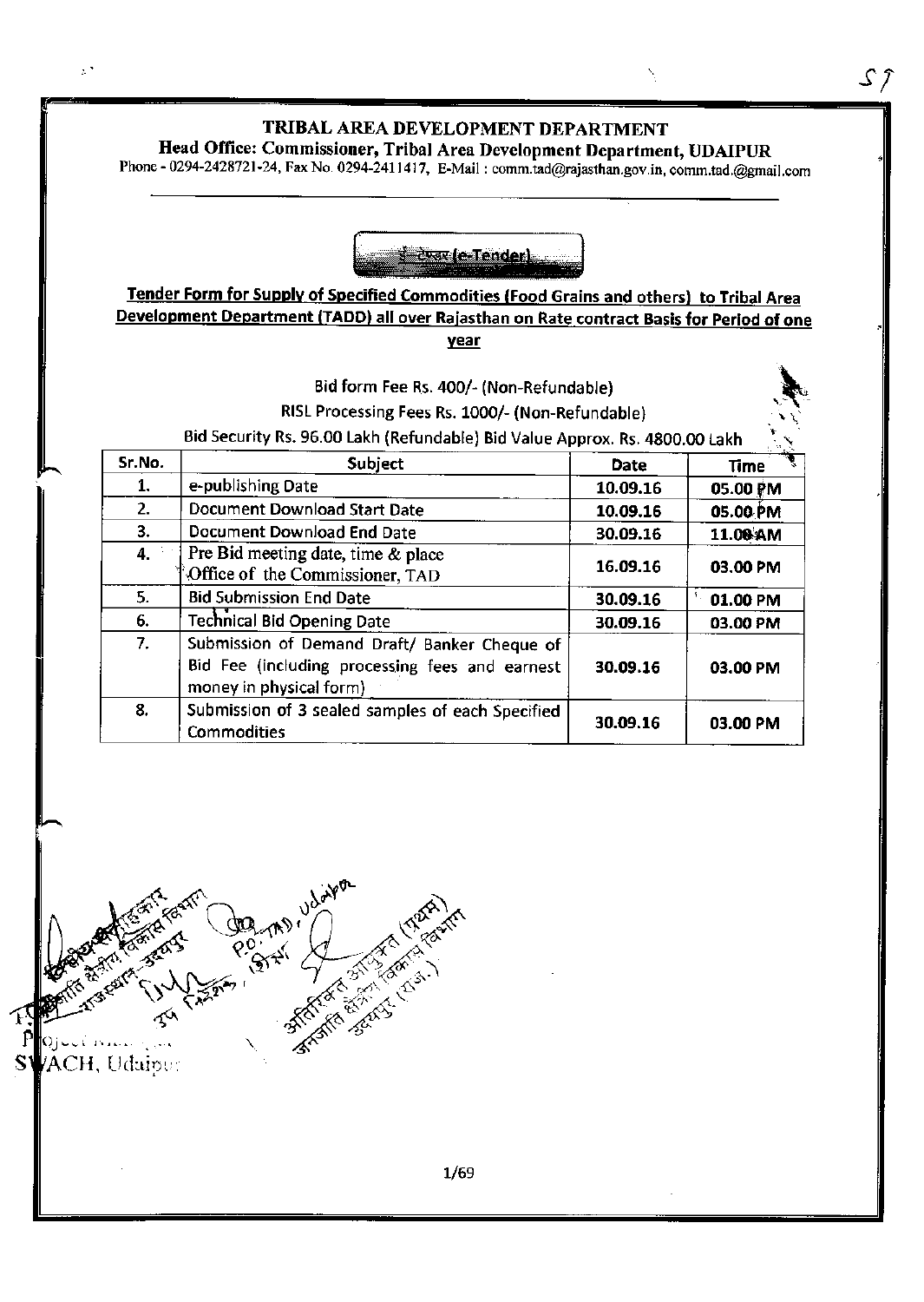# TRIBAL AREA DEVELOPMENT DEPARTMENT

**Head Office: Commissioner, Tribal Area Development Department, UDAIPUR**

Phone - 0294-2428721-24, Fax No. 0294-2411417, E-Mail : comm.tad@rajasthan.gov.in, comm.tad.@gmail.com

**ई-टेण्डर (e-Tender)**

**Tender Form for Supply of Specified Commodities (Food Grains and others) to Tribal Area Development Department (TADD) all over Rajasthan on Rate contract Basis for Period of one year**

Bid form Fee Rs. 400/- (Non-Refundable)

RISL Processing Fees Rs. 1000/- (Non-Refundable)

Bid Security Rs. 96.00 Lakh (Refundable) Bid Value Approx. Rs. 4800.00 Lakh

| Sr.No. | Subject | Date | Time |
|---|---|---|---|
| 1. | e-publishing Date | 10.09.16 | 05.00 PM |
| 2. | Document Download Start Date | 10.09.16 | 05.00 PM |
| 3. | Document Download End Date | 30.09.16 | 11.00 AM |
| 4. | Pre Bid meeting date, time & place Office of the Commissioner, TAD | 16.09.16 | 03.00 PM |
| 5. | Bid Submission End Date | 30.09.16 | 01.00 PM |
| 6. | Technical Bid Opening Date | 30.09.16 | 03.00 PM |
| 7. | Submission of Demand Draft/ Banker Cheque of Bid Fee (including processing fees and earnest money in physical form) | 30.09.16 | 03.00 PM |
| 8. | Submission of 3 sealed samples of each Specified Commodities | 30.09.16 | 03.00 PM |

Project ... SWACH, Udaipur

P.O. TAD, Udaipur

अतिरिक्त आयुक्त (प्रथम) जनजाति क्षेत्रीय विकास विभाग उदयपुर (राज.)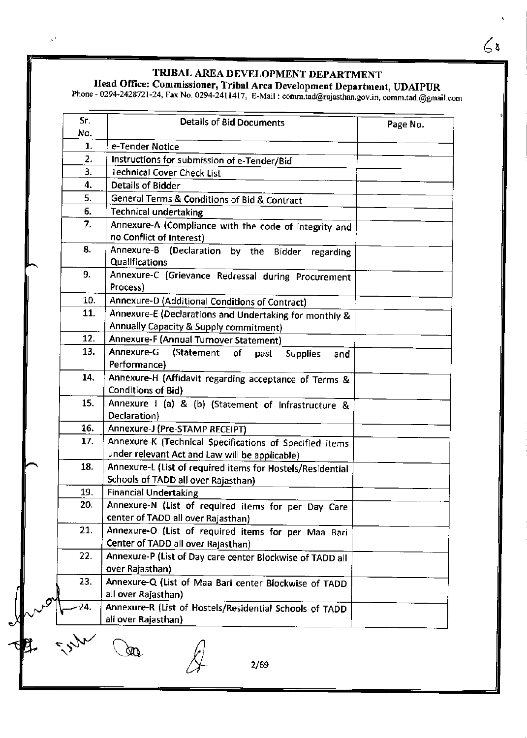# TRIBAL AREA DEVELOPMENT DEPARTMENT

## Head Office: Commissioner, Tribal Area Development Department, UDAIPUR

Phone - 0294-2428721-24, Fax No. 0294-2411417, E-Mail : comm.tad@rajasthan.gov.in, comm.tad.@gmail.com

| Sr. No. | Details of Bid Documents | Page No. |
|---|---|---|
| 1. | e-Tender Notice | |
| 2. | Instructions for submission of e-Tender/Bid | |
| 3. | Technical Cover Check List | |
| 4. | Details of Bidder | |
| 5. | General Terms & Conditions of Bid & Contract | |
| 6. | Technical undertaking | |
| 7. | Annexure-A (Compliance with the code of integrity and no Conflict of Interest) | |
| 8. | Annexure-B (Declaration by the Bidder regarding Qualifications | |
| 9. | Annexure-C (Grievance Redressal during Procurement Process) | |
| 10. | Annexure-D (Additional Conditions of Contract) | |
| 11. | Annexure-E (Declarations and Undertaking for monthly & Annually Capacity & Supply commitment) | |
| 12. | Annexure-F (Annual Turnover Statement) | |
| 13. | Annexure-G (Statement of past Supplies and Performance) | |
| 14. | Annexure-H (Affidavit regarding acceptance of Terms & Conditions of Bid) | |
| 15. | Annexure I (a) & (b) (Statement of Infrastructure & Declaration) | |
| 16. | Annexure-J (Pre-STAMP RECEIPT) | |
| 17. | Annexure-K (Technical Specifications of Specified items under relevant Act and Law will be applicable) | |
| 18. | Annexure-L (List of required items for Hostels/Residential Schools of TADD all over Rajasthan) | |
| 19. | Financial Undertaking | |
| 20. | Annexure-N (List of required items for per Day Care center of TADD all over Rajasthan) | |
| 21. | Annexure-O (List of required items for per Maa Bari Center of TADD all over Rajasthan) | |
| 22. | Annexure-P (List of Day care center Blockwise of TADD all over Rajasthan) | |
| 23. | Annexure-Q (List of Maa Bari center Blockwise of TADD all over Rajasthan) | |
| 24. | Annexure-R (List of Hostels/Residential Schools of TADD all over Rajasthan) | |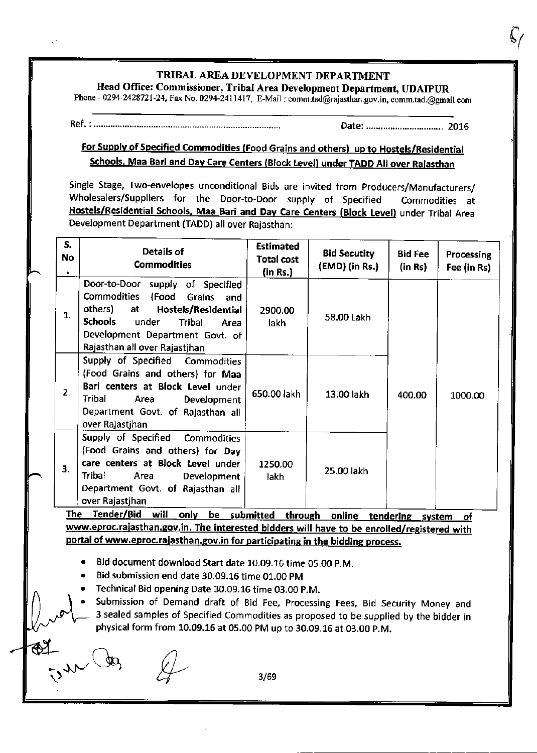# TRIBAL AREA DEVELOPMENT DEPARTMENT

**Head Office: Commissioner, Tribal Area Development Department, UDAIPUR**

Phone - 0294-2428721-24, Fax No. 0294-2411417, E-Mail : comm.tad@rajasthan.gov.in, comm.tad.@gmail.com

Ref. : ............................................................................ Date: ............................. 2016

**For Supply of Specified Commodities (Food Grains and others) up to Hostels/Residential Schools, Maa Bari and Day Care Centers (Block Level) under TADD All over Rajasthan**

Single Stage, Two-envelopes unconditional Bids are invited from Producers/Manufacturers/ Wholesalers/Suppliers for the Door-to-Door supply of Specified Commodities at **Hostels/Residential Schools, Maa Bari and Day Care Centers (Block Level)** under Tribal Area Development Department (TADD) all over Rajasthan:

| S. No. | Details of Commodities | Estimated Total cost (in Rs.) | Bid Secutity (EMD) (in Rs.) | Bid Fee (in Rs) | Processing Fee (in Rs) |
|---|---|---|---|---|---|
| 1. | Door-to-Door supply of Specified Commodities (Food Grains and others) at **Hostels/Residential Schools** under Tribal Area Development Department Govt. of Rajasthan all over Rajastjhan | 2900.00 lakh | 58.00 Lakh | 400.00 | 1000.00 |
| 2. | Supply of Specified Commodities (Food Grains and others) for **Maa Bari centers at Block Level** under Tribal Area Development Department Govt. of Rajasthan all over Rajastjhan | 650.00 lakh | 13.00 lakh | | |
| 3. | Supply of Specified Commodities (Food Grains and others) for **Day care centers at Block Level** under Tribal Area Development Department Govt. of Rajasthan all over Rajastjhan | 1250.00 lakh | 25.00 lakh | | |

**The Tender/Bid will only be submitted through online tendering system of www.eproc.rajasthan.gov.in. The interested bidders will have to be enrolled/registered with portal of www.eproc.rajasthan.gov.in for participating in the bidding process.**

- Bid document download Start date 10.09.16 time 05.00 P.M.
- Bid submission end date 30.09.16 time 01.00 PM
- Technical Bid opening Date 30.09.16 time 03.00 P.M.
- Submission of Demand draft of Bid Fee, Processing Fees, Bid Security Money and 3 sealed samples of Specified Commodities as proposed to be supplied by the bidder in physical form from 10.09.16 at 05.00 PM up to 30.09.16 at 03.00 P.M.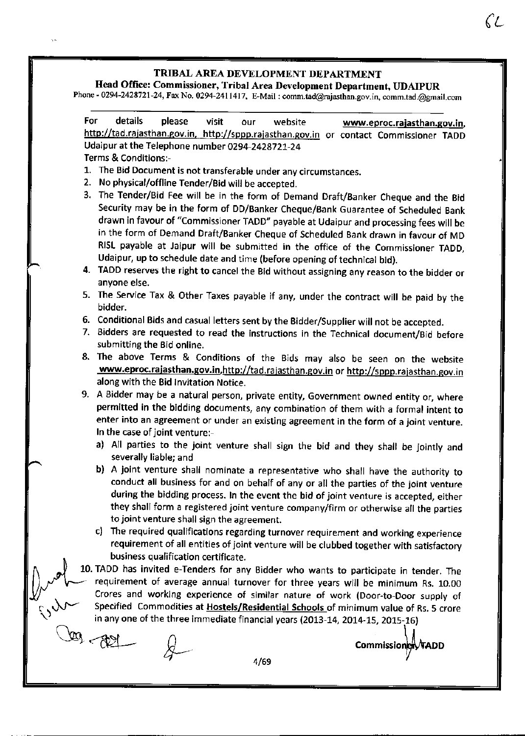# TRIBAL AREA DEVELOPMENT DEPARTMENT

**Head Office: Commissioner, Tribal Area Development Department, UDAIPUR**

Phone - 0294-2428721-24, Fax No. 0294-2411417, E-Mail : comm.tad@rajasthan.gov.in, comm.tad.@gmail.com

For details please visit our website **www.eproc.rajasthan.gov.in**, http://tad.rajasthan.gov.in, http://sppp.rajasthan.gov.in or contact Commissioner TADD Udaipur at the Telephone number 0294-2428721-24

Terms & Conditions:-

1. The Bid Document is not transferable under any circumstances.
2. No physical/offline Tender/Bid will be accepted.
3. The Tender/Bid Fee will be in the form of Demand Draft/Banker Cheque and the Bid Security may be in the form of DD/Banker Cheque/Bank Guarantee of Scheduled Bank drawn in favour of "Commissioner TADD" payable at Udaipur and processing fees will be in the form of Demand Draft/Banker Cheque of Scheduled Bank drawn in favour of MD RISL payable at Jaipur will be submitted in the office of the Commissioner TADD, Udaipur, up to schedule date and time (before opening of technical bid).
4. TADD reserves the right to cancel the Bid without assigning any reason to the bidder or anyone else.
5. The Service Tax & Other Taxes payable if any, under the contract will be paid by the bidder.
6. Conditional Bids and casual letters sent by the Bidder/Supplier will not be accepted.
7. Bidders are requested to read the instructions in the Technical document/Bid before submitting the Bid online.
8. The above Terms & Conditions of the Bids may also be seen on the website **www.eproc.rajasthan.gov.in**,http://tad.rajasthan.gov.in or http://sppp.rajasthan.gov.in along with the Bid Invitation Notice.
9. A Bidder may be a natural person, private entity, Government owned entity or, where permitted in the bidding documents, any combination of them with a formal intent to enter into an agreement or under an existing agreement in the form of a joint venture. In the case of joint venture:-
   a) All parties to the joint venture shall sign the bid and they shall be jointly and severally liable; and
   b) A joint venture shall nominate a representative who shall have the authority to conduct all business for and on behalf of any or all the parties of the joint venture during the bidding process. In the event the bid of joint venture is accepted, either they shall form a registered joint venture company/firm or otherwise all the parties to joint venture shall sign the agreement.
   c) The required qualifications regarding turnover requirement and working experience requirement of all entities of joint venture will be clubbed together with satisfactory business qualification certificate.
10. TADD has invited e-Tenders for any Bidder who wants to participate in tender. The requirement of average annual turnover for three years will be minimum Rs. 10.00 Crores and working experience of similar nature of work (Door-to-Door supply of Specified Commodities at <u>Hostels/Residential Schools</u> of minimum value of Rs. 5 crore in any one of the three immediate financial years (2013-14, 2014-15, 2015-16)

Commissioner TADD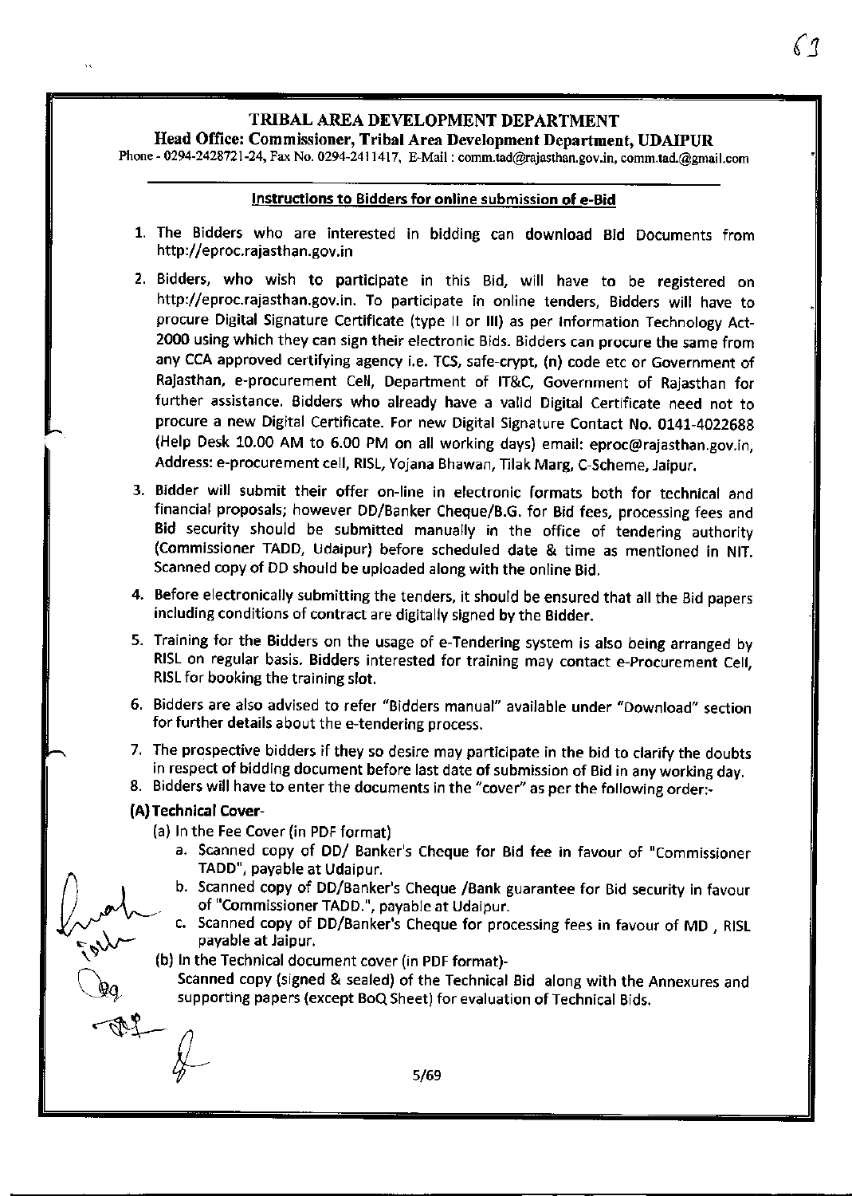# TRIBAL AREA DEVELOPMENT DEPARTMENT

**Head Office: Commissioner, Tribal Area Development Department, UDAIPUR**

Phone - 0294-2428721-24, Fax No. 0294-2411417, E-Mail : comm.tad@rajasthan.gov.in, comm.tad.@gmail.com

## Instructions to Bidders for online submission of e-Bid

1. The Bidders who are interested in bidding can download Bid Documents from http://eproc.rajasthan.gov.in
2. Bidders, who wish to participate in this Bid, will have to be registered on http://eproc.rajasthan.gov.in. To participate in online tenders, Bidders will have to procure Digital Signature Certificate (type II or III) as per Information Technology Act-2000 using which they can sign their electronic Bids. Bidders can procure the same from any CCA approved certifying agency i.e. TCS, safe-crypt, (n) code etc or Government of Rajasthan, e-procurement Cell, Department of IT&C, Government of Rajasthan for further assistance. Bidders who already have a valid Digital Certificate need not to procure a new Digital Certificate. For new Digital Signature Contact No. 0141-4022688 (Help Desk 10.00 AM to 6.00 PM on all working days) email: eproc@rajasthan.gov.in, Address: e-procurement cell, RISL, Yojana Bhawan, Tilak Marg, C-Scheme, Jaipur.
3. Bidder will submit their offer on-line in electronic formats both for technical and financial proposals; however DD/Banker Cheque/B.G. for Bid fees, processing fees and Bid security should be submitted manually in the office of tendering authority (Commissioner TADD, Udaipur) before scheduled date & time as mentioned in NIT. Scanned copy of DD should be uploaded along with the online Bid.
4. Before electronically submitting the tenders, it should be ensured that all the Bid papers including conditions of contract are digitally signed by the Bidder.
5. Training for the Bidders on the usage of e-Tendering system is also being arranged by RISL on regular basis. Bidders interested for training may contact e-Procurement Cell, RISL for booking the training slot.
6. Bidders are also advised to refer "Bidders manual" available under "Download" section for further details about the e-tendering process.
7. The prospective bidders if they so desire may participate in the bid to clarify the doubts in respect of bidding document before last date of submission of Bid in any working day.
8. Bidders will have to enter the documents in the "cover" as per the following order:-

**(A) Technical Cover-**

(a) In the Fee Cover (in PDF format)

a. Scanned copy of DD/ Banker's Cheque for Bid fee in favour of "Commissioner TADD", payable at Udaipur.

b. Scanned copy of DD/Banker's Cheque /Bank guarantee for Bid security in favour of "Commissioner TADD.", payable at Udaipur.

c. Scanned copy of DD/Banker's Cheque for processing fees in favour of MD , RISL payable at Jaipur.

(b) In the Technical document cover (in PDF format)-

Scanned copy (signed & sealed) of the Technical Bid along with the Annexures and supporting papers (except BoQ Sheet) for evaluation of Technical Bids.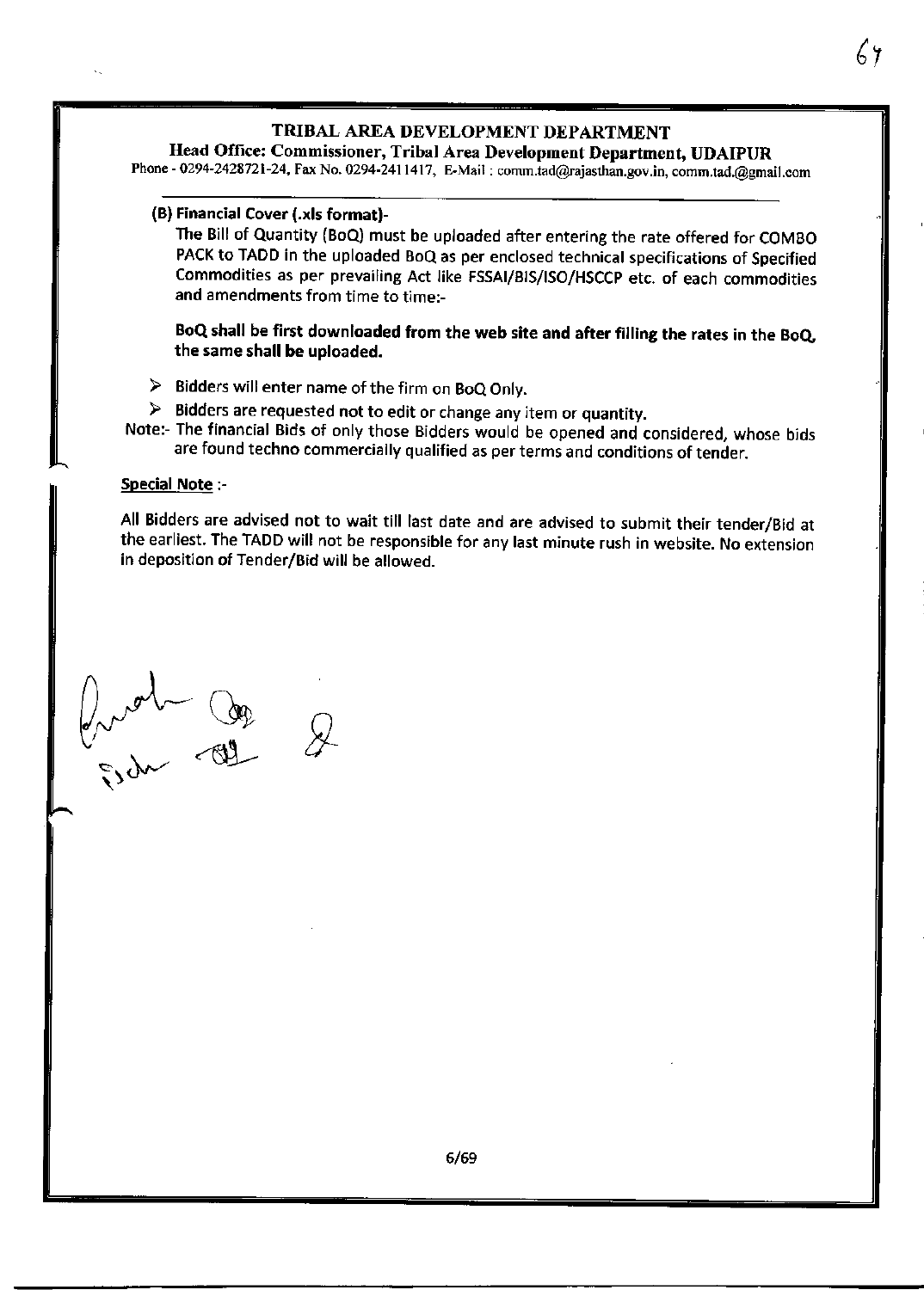**(B) Financial Cover (.xls format)-**

The Bill of Quantity (BoQ) must be uploaded after entering the rate offered for COMBO PACK to TADD in the uploaded BoQ as per enclosed technical specifications of Specified Commodities as per prevailing Act like FSSAI/BIS/ISO/HSCCP etc. of each commodities and amendments from time to time:-

**BoQ shall be first downloaded from the web site and after filling the rates in the BoQ, the same shall be uploaded.**

- Bidders will enter name of the firm on BoQ Only.
- Bidders are requested not to edit or change any item or quantity.

Note:- The financial Bids of only those Bidders would be opened and considered, whose bids are found techno commercially qualified as per terms and conditions of tender.

**Special Note** :-

All Bidders are advised not to wait till last date and are advised to submit their tender/Bid at the earliest. The TADD will not be responsible for any last minute rush in website. No extension in deposition of Tender/Bid will be allowed.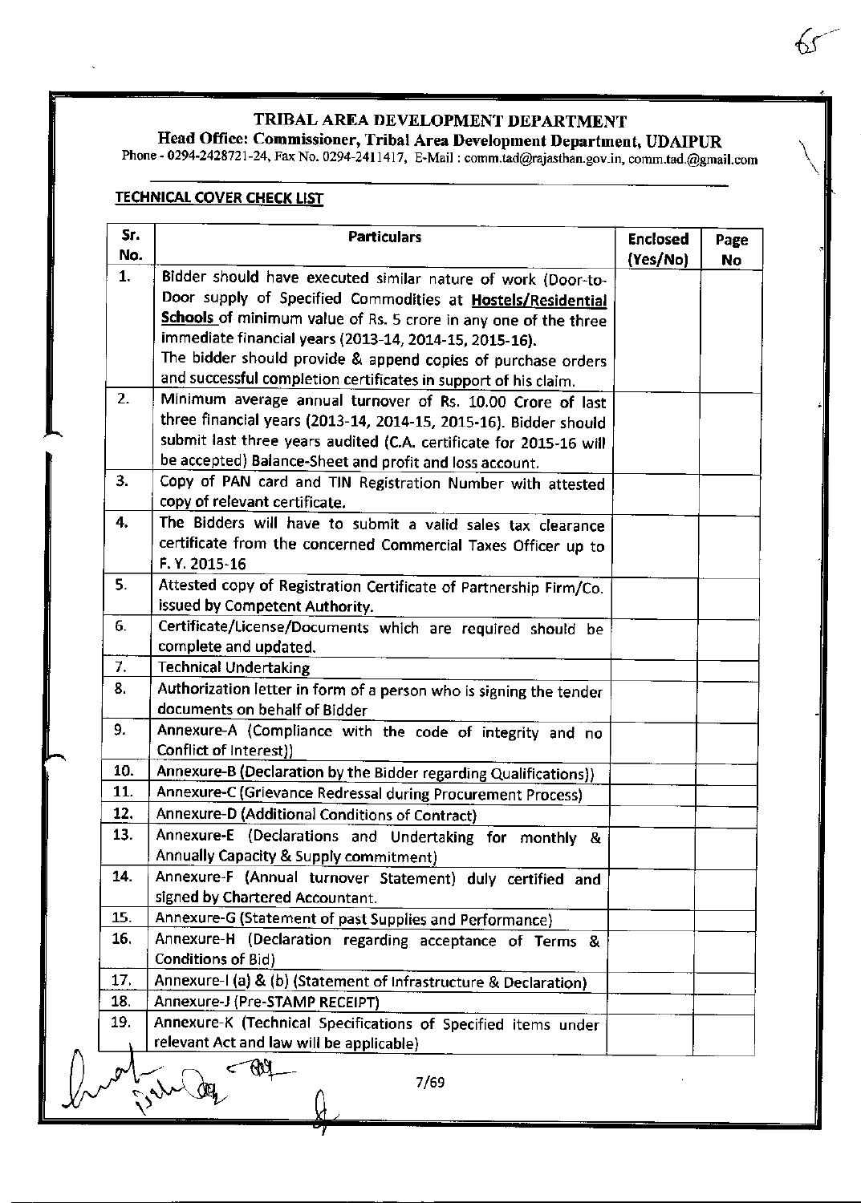# TRIBAL AREA DEVELOPMENT DEPARTMENT

## Head Office: Commissioner, Tribal Area Development Department, UDAIPUR

Phone - 0294-2428721-24, Fax No. 0294-2411417, E-Mail : comm.tad@rajasthan.gov.in, comm.tad.@gmail.com

**TECHNICAL COVER CHECK LIST**

| Sr. No. | Particulars | Enclosed (Yes/No) | Page No |
|---|---|---|---|
| 1. | Bidder should have executed similar nature of work (Door-to-Door supply of Specified Commodities at **Hostels/Residential Schools** of minimum value of Rs. 5 crore in any one of the three immediate financial years (2013-14, 2014-15, 2015-16). The bidder should provide & append copies of purchase orders and successful completion certificates in support of his claim. | | |
| 2. | Minimum average annual turnover of Rs. 10.00 Crore of last three financial years (2013-14, 2014-15, 2015-16). Bidder should submit last three years audited (C.A. certificate for 2015-16 will be accepted) Balance-Sheet and profit and loss account. | | |
| 3. | Copy of PAN card and TIN Registration Number with attested copy of relevant certificate. | | |
| 4. | The Bidders will have to submit a valid sales tax clearance certificate from the concerned Commercial Taxes Officer up to F. Y. 2015-16 | | |
| 5. | Attested copy of Registration Certificate of Partnership Firm/Co. issued by Competent Authority. | | |
| 6. | Certificate/License/Documents which are required should be complete and updated. | | |
| 7. | Technical Undertaking | | |
| 8. | Authorization letter in form of a person who is signing the tender documents on behalf of Bidder | | |
| 9. | Annexure-A (Compliance with the code of integrity and no Conflict of Interest)) | | |
| 10. | Annexure-B (Declaration by the Bidder regarding Qualifications)) | | |
| 11. | Annexure-C (Grievance Redressal during Procurement Process) | | |
| 12. | Annexure-D (Additional Conditions of Contract) | | |
| 13. | Annexure-E (Declarations and Undertaking for monthly & Annually Capacity & Supply commitment) | | |
| 14. | Annexure-F (Annual turnover Statement) duly certified and signed by Chartered Accountant. | | |
| 15. | Annexure-G (Statement of past Supplies and Performance) | | |
| 16. | Annexure-H (Declaration regarding acceptance of Terms & Conditions of Bid) | | |
| 17. | Annexure-I (a) & (b) (Statement of Infrastructure & Declaration) | | |
| 18. | Annexure-J (Pre-STAMP RECEIPT) | | |
| 19. | Annexure-K (Technical Specifications of Specified items under relevant Act and law will be applicable) | | |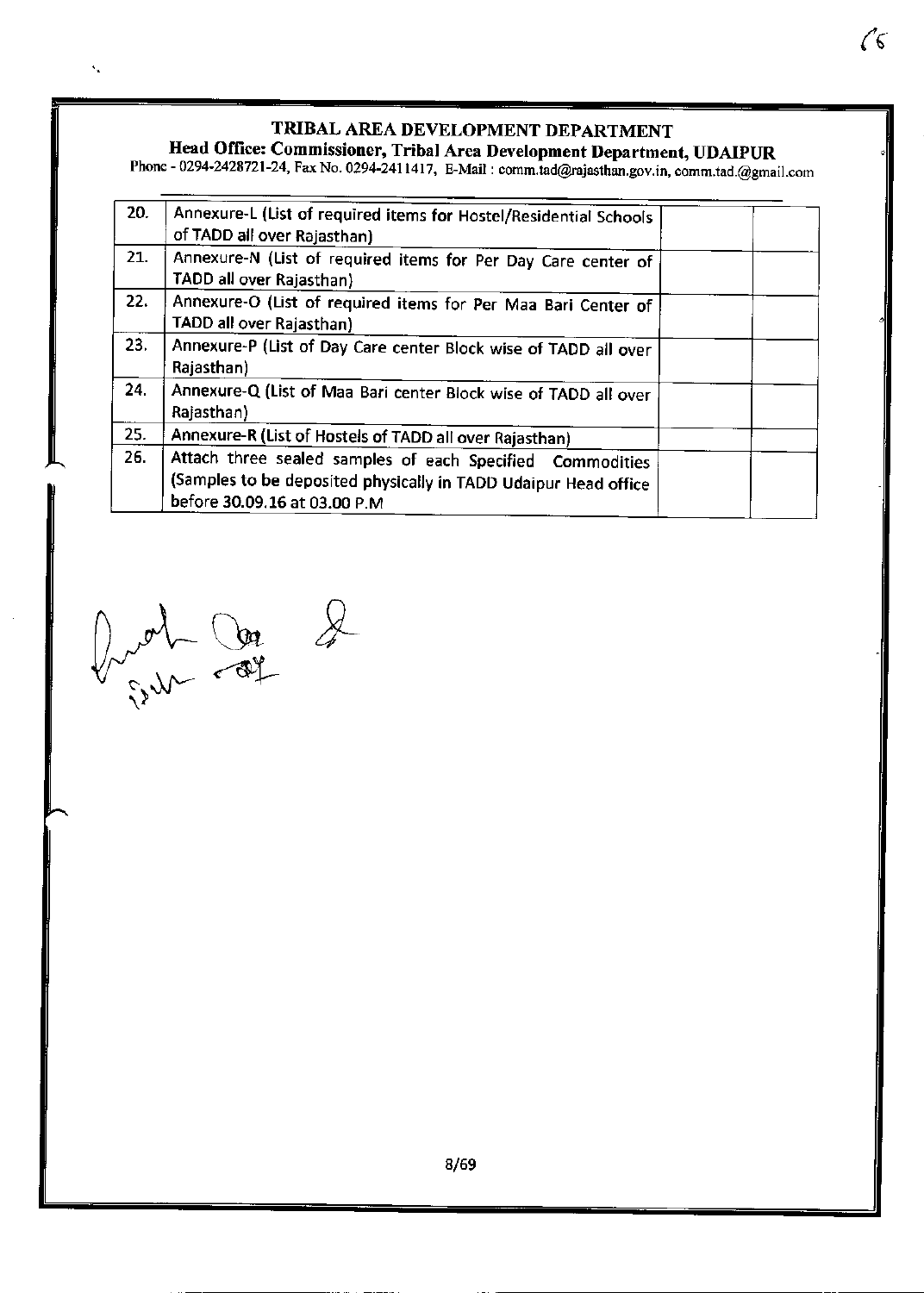**TRIBAL AREA DEVELOPMENT DEPARTMENT**

**Head Office: Commissioner, Tribal Area Development Department, UDAIPUR**

Phone - 0294-2428721-24, Fax No. 0294-2411417, E-Mail : comm.tad@rajasthan.gov.in, comm.tad.@gmail.com

| | | | |
|---|---|---|---|
| 20. | Annexure-L (List of required items for Hostel/Residential Schools of TADD all over Rajasthan) | | |
| 21. | Annexure-N (List of required items for Per Day Care center of TADD all over Rajasthan) | | |
| 22. | Annexure-O (List of required items for Per Maa Bari Center of TADD all over Rajasthan) | | |
| 23. | Annexure-P (List of Day Care center Block wise of TADD all over Rajasthan) | | |
| 24. | Annexure-Q (List of Maa Bari center Block wise of TADD all over Rajasthan) | | |
| 25. | Annexure-R (List of Hostels of TADD all over Rajasthan) | | |
| 26. | Attach three sealed samples of each Specified Commodities (Samples to be deposited physically in TADD Udaipur Head office before 30.09.16 at 03.00 P.M | | |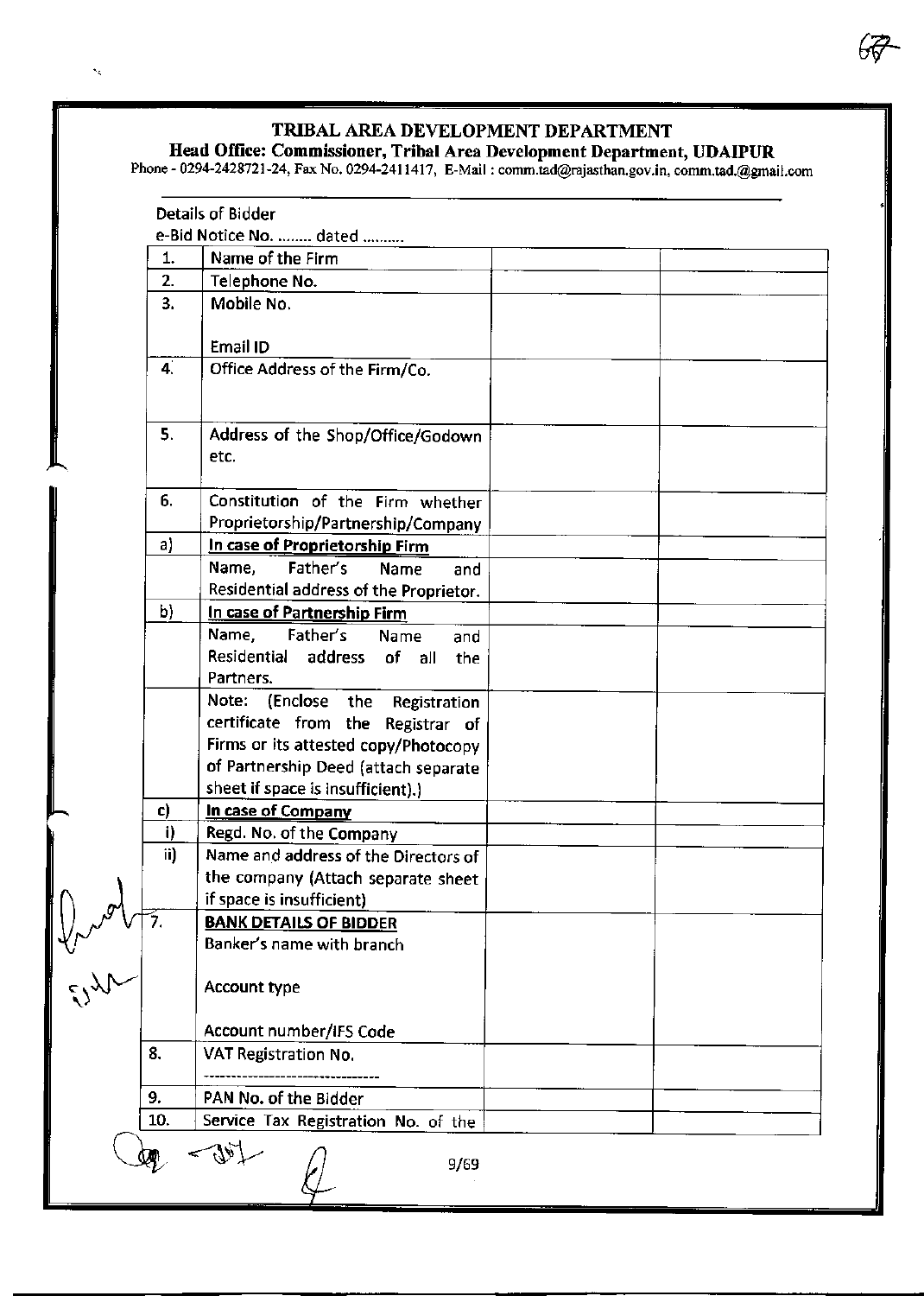# TRIBAL AREA DEVELOPMENT DEPARTMENT

**Head Office: Commissioner, Tribal Area Development Department, UDAIPUR**

Phone - 0294-2428721-24, Fax No. 0294-2411417, E-Mail : comm.tad@rajasthan.gov.in, comm.tad.@gmail.com

Details of Bidder

e-Bid Notice No. ........ dated ..........

| | | | |
|---|---|---|---|
| 1. | Name of the Firm | | |
| 2. | Telephone No. | | |
| 3. | Mobile No.<br><br>Email ID | | |
| 4. | Office Address of the Firm/Co. | | |
| 5. | Address of the Shop/Office/Godown etc. | | |
| 6. | Constitution of the Firm whether Proprietorship/Partnership/Company | | |
| a) | **In case of Proprietorship Firm** | | |
| | Name, Father's Name and Residential address of the Proprietor. | | |
| b) | **In case of Partnership Firm** | | |
| | Name, Father's Name and Residential address of all the Partners. | | |
| | Note: (Enclose the Registration certificate from the Registrar of Firms or its attested copy/Photocopy of Partnership Deed (attach separate sheet if space is insufficient).) | | |
| c) | **In case of Company** | | |
| i) | Regd. No. of the Company | | |
| ii) | Name and address of the Directors of the company (Attach separate sheet if space is insufficient) | | |
| 7. | **BANK DETAILS OF BIDDER**<br>Banker's name with branch<br><br>Account type<br><br>Account number/IFS Code | | |
| 8. | VAT Registration No.<br>-------------------------------- | | |
| 9. | PAN No. of the Bidder | | |
| 10. | Service Tax Registration No. of the | | |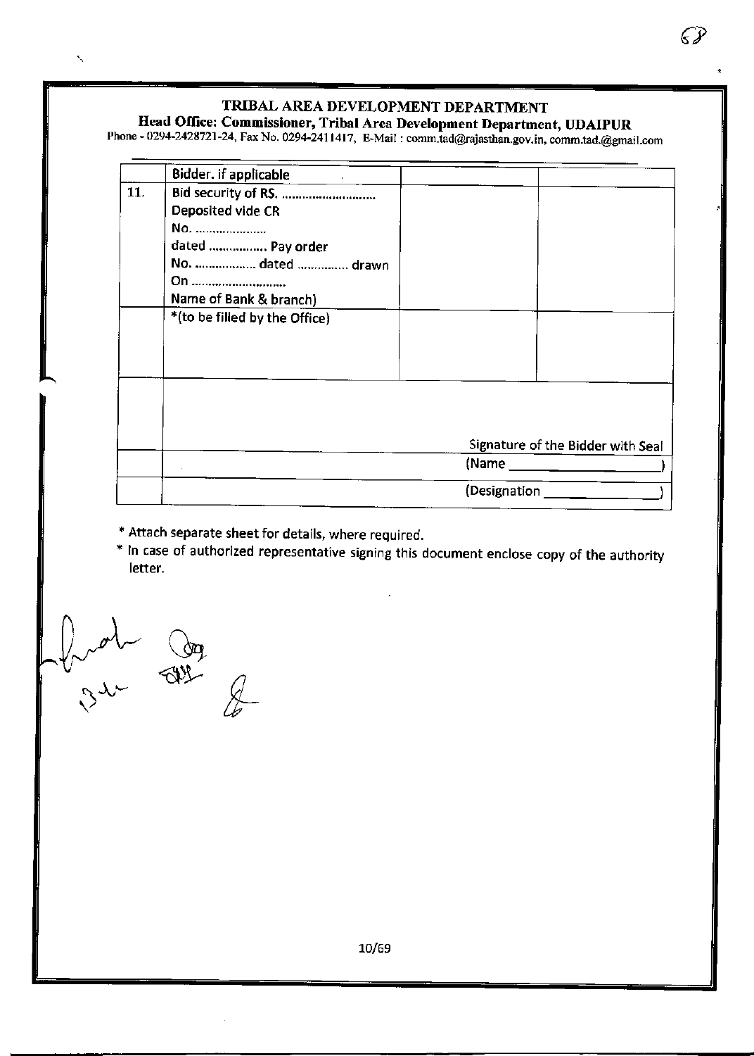**TRIBAL AREA DEVELOPMENT DEPARTMENT**

**Head Office: Commissioner, Tribal Area Development Department, UDAIPUR**

Phone - 0294-2428721-24, Fax No. 0294-2411417, E-Mail : comm.tad@rajasthan.gov.in, comm.tad.@gmail.com

| | | | |
|---|---|---|---|
| | Bidder. if applicable | | |
| 11. | Bid security of RS. ............................ Deposited vide CR No. ..................... dated ................. Pay order No. .................. dated ............... drawn On ............................ Name of Bank & branch) | | |
| | *(to be filled by the Office) | | |
| | Signature of the Bidder with Seal | | |
| | (Name ____________________) | | |
| | (Designation ______________) | | |

* Attach separate sheet for details, where required.
* In case of authorized representative signing this document enclose copy of the authority letter.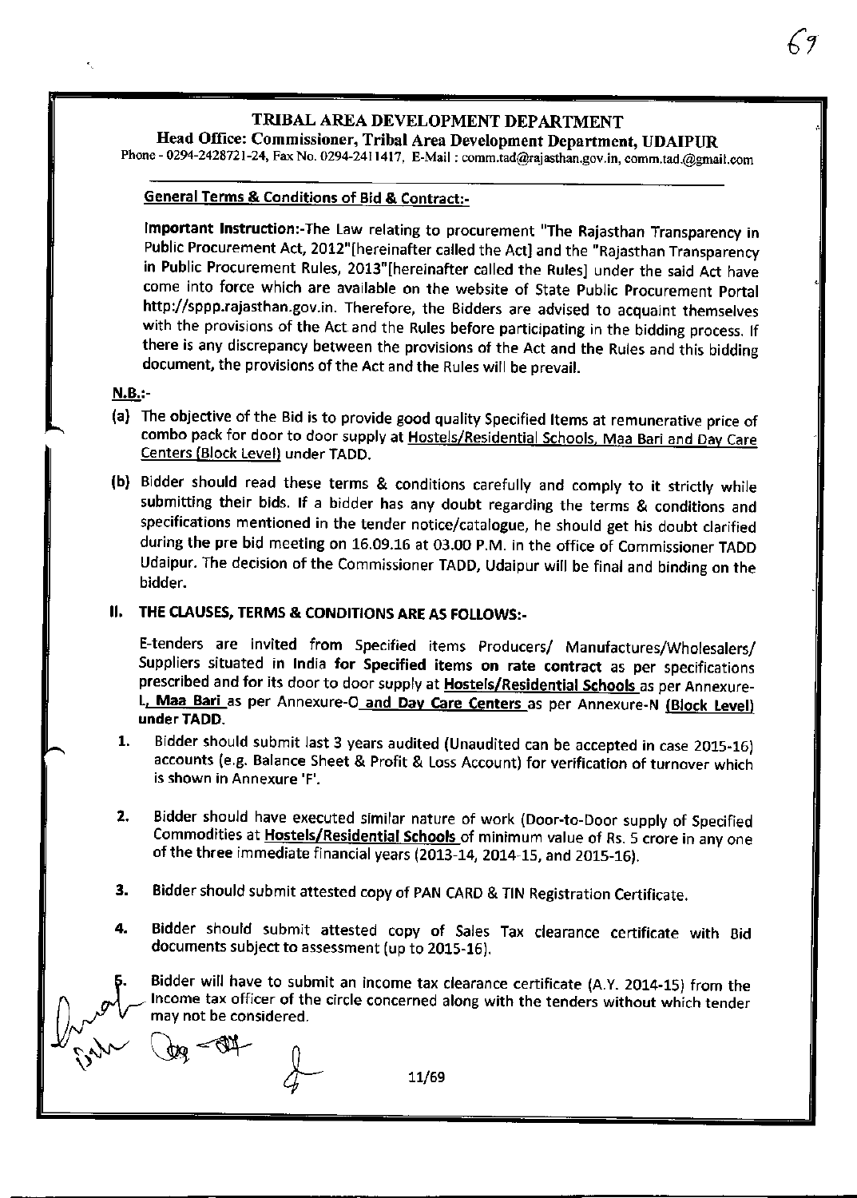# TRIBAL AREA DEVELOPMENT DEPARTMENT

**Head Office: Commissioner, Tribal Area Development Department, UDAIPUR**

Phone - 0294-2428721-24, Fax No. 0294-2411417, E-Mail : comm.tad@rajasthan.gov.in, comm.tad.@gmail.com

## General Terms & Conditions of Bid & Contract:-

**Important Instruction:-**The Law relating to procurement "The Rajasthan Transparency in Public Procurement Act, 2012"[hereinafter called the Act] and the "Rajasthan Transparency in Public Procurement Rules, 2013"[hereinafter called the Rules] under the said Act have come into force which are available on the website of State Public Procurement Portal http://sppp.rajasthan.gov.in. Therefore, the Bidders are advised to acquaint themselves with the provisions of the Act and the Rules before participating in the bidding process. If there is any discrepancy between the provisions of the Act and the Rules and this bidding document, the provisions of the Act and the Rules will be prevail.

**N.B.:-**

(a) The objective of the Bid is to provide good quality Specified Items at remunerative price of combo pack for door to door supply at Hostels/Residential Schools, Maa Bari and Day Care Centers (Block Level) under TADD.

(b) Bidder should read these terms & conditions carefully and comply to it strictly while submitting their bids. If a bidder has any doubt regarding the terms & conditions and specifications mentioned in the tender notice/catalogue, he should get his doubt clarified during the pre bid meeting on 16.09.16 at 03.00 P.M. in the office of Commissioner TADD Udaipur. The decision of the Commissioner TADD, Udaipur will be final and binding on the bidder.

## II. THE CLAUSES, TERMS & CONDITIONS ARE AS FOLLOWS:-

E-tenders are invited from Specified items Producers/ Manufactures/Wholesalers/ Suppliers situated in India **for Specified items on rate contract** as per specifications prescribed and for its door to door supply at **Hostels/Residential Schools** as per Annexure-L, **Maa Bari** as per Annexure-O **and Day Care Centers** as per Annexure-N **(Block Level) under TADD.**

1. Bidder should submit last 3 years audited (Unaudited can be accepted in case 2015-16) accounts (e.g. Balance Sheet & Profit & Loss Account) for verification of turnover which is shown in Annexure 'F'.

2. Bidder should have executed similar nature of work (Door-to-Door supply of Specified Commodities at **Hostels/Residential Schools** of minimum value of Rs. 5 crore in any one of the three immediate financial years (2013-14, 2014-15, and 2015-16).

3. Bidder should submit attested copy of PAN CARD & TIN Registration Certificate.

4. Bidder should submit attested copy of Sales Tax clearance certificate with Bid documents subject to assessment (up to 2015-16).

5. Bidder will have to submit an income tax clearance certificate (A.Y. 2014-15) from the Income tax officer of the circle concerned along with the tenders without which tender may not be considered.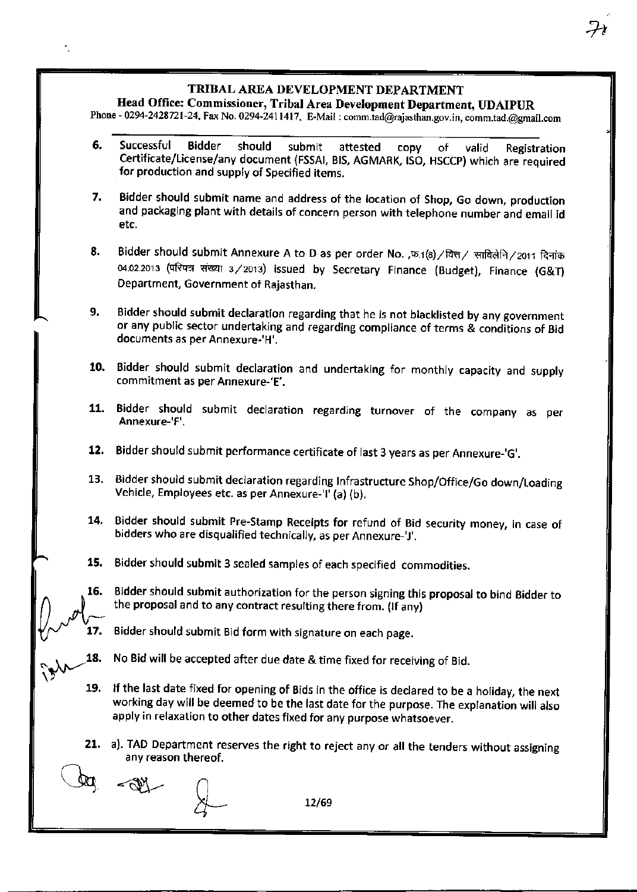## TRIBAL AREA DEVELOPMENT DEPARTMENT

**Head Office: Commissioner, Tribal Area Development Department, UDAIPUR**

Phone - 0294-2428721-24, Fax No. 0294-2411417, E-Mail : comm.tad@rajasthan.gov.in, comm.tad.@gmail.com

6. Successful Bidder should submit attested copy of valid Registration Certificate/License/any document (FSSAI, BIS, AGMARK, ISO, HSCCP) which are required for production and supply of Specified items.

7. Bidder should submit name and address of the location of Shop, Go down, production and packaging plant with details of concern person with telephone number and email id etc.

8. Bidder should submit Annexure A to D as per order No. ,प.1(8)/वित्त/ साविलेनि/2011 दिनांक 04.02.2013 (परिपत्र संख्या 3/2013) issued by Secretary Finance (Budget), Finance (G&T) Department, Government of Rajasthan.

9. Bidder should submit declaration regarding that he is not blacklisted by any government or any public sector undertaking and regarding compliance of terms & conditions of Bid documents as per Annexure-'H'.

10. Bidder should submit declaration and undertaking for monthly capacity and supply commitment as per Annexure-'E'.

11. Bidder should submit declaration regarding turnover of the company as per Annexure-'F'.

12. Bidder should submit performance certificate of last 3 years as per Annexure-'G'.

13. Bidder should submit declaration regarding Infrastructure Shop/Office/Go down/Loading Vehicle, Employees etc. as per Annexure-'I' (a) (b).

14. Bidder should submit Pre-Stamp Receipts for refund of Bid security money, in case of bidders who are disqualified technically, as per Annexure-'J'.

15. Bidder should submit 3 sealed samples of each specified commodities.

16. Bidder should submit authorization for the person signing this proposal to bind Bidder to the proposal and to any contract resulting there from. (If any)

17. Bidder should submit Bid form with signature on each page.

18. No Bid will be accepted after due date & time fixed for receiving of Bid.

19. If the last date fixed for opening of Bids in the office is declared to be a holiday, the next working day will be deemed to be the last date for the purpose. The explanation will also apply in relaxation to other dates fixed for any purpose whatsoever.

21. a). TAD Department reserves the right to reject any or all the tenders without assigning any reason thereof.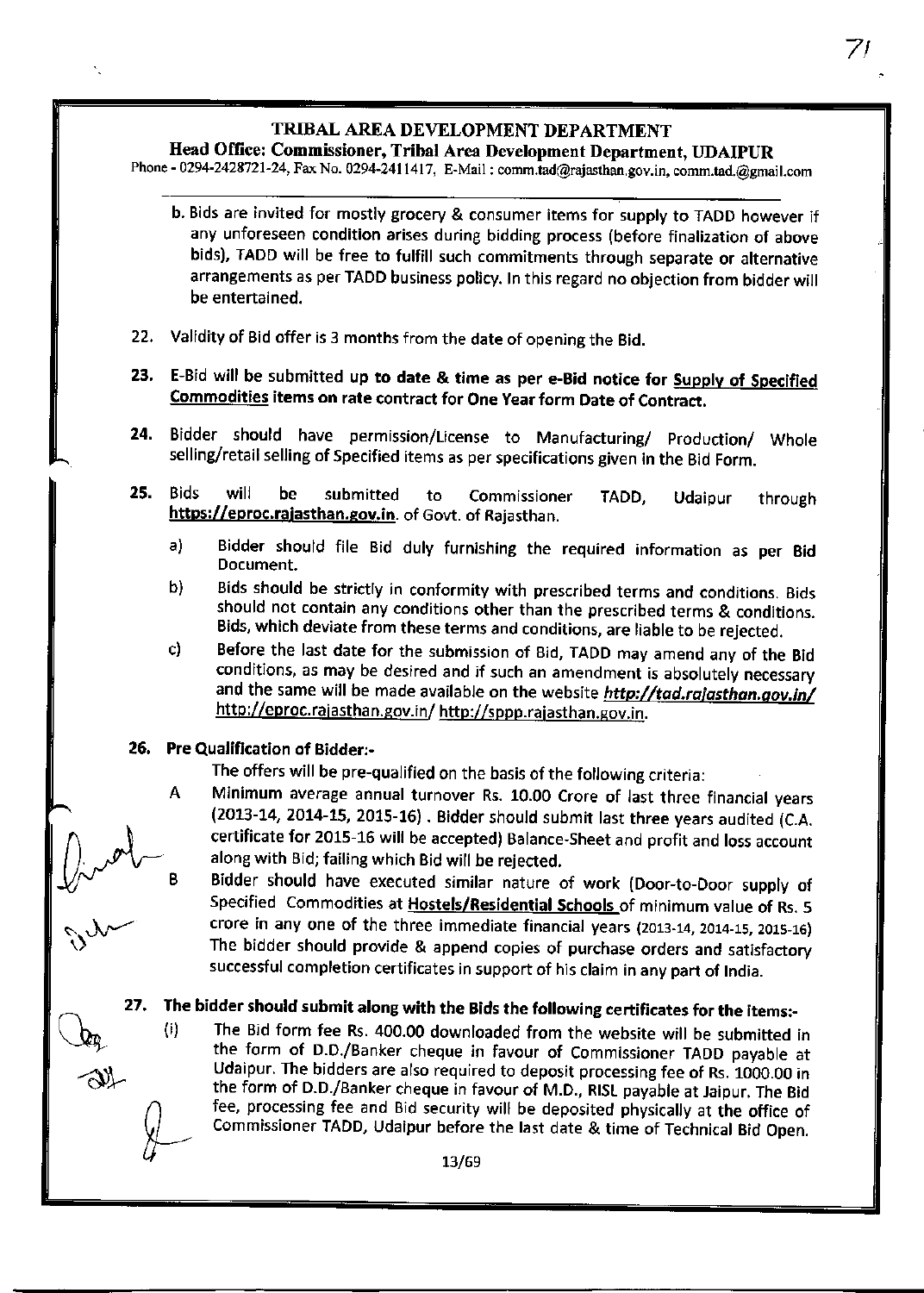**TRIBAL AREA DEVELOPMENT DEPARTMENT**

**Head Office: Commissioner, Tribal Area Development Department, UDAIPUR**

Phone - 0294-2428721-24, Fax No. 0294-2411417, E-Mail : comm.tad@rajasthan.gov.in, comm.tad.@gmail.com

---

b. Bids are invited for mostly grocery & consumer items for supply to TADD however if any unforeseen condition arises during bidding process (before finalization of above bids), TADD will be free to fulfill such commitments through separate or alternative arrangements as per TADD business policy. In this regard no objection from bidder will be entertained.

22. Validity of Bid offer is 3 months from the date of opening the Bid.

23. E-Bid will be submitted up **to date & time as per e-Bid notice for <u>Supply of Specified Commodities</u> items on rate contract for One Year form Date of Contract.**

24. Bidder should have permission/License to Manufacturing/ Production/ Whole selling/retail selling of Specified items as per specifications given in the Bid Form.

25. Bids will be submitted to Commissioner TADD, Udaipur through **<u>https://eproc.rajasthan.gov.in</u>**. of Govt. of Rajasthan.

    a) Bidder should file Bid duly furnishing the required information as per Bid Document.

    b) Bids should be strictly in conformity with prescribed terms and conditions. Bids should not contain any conditions other than the prescribed terms & conditions. Bids, which deviate from these terms and conditions, are liable to be rejected.

    c) Before the last date for the submission of Bid, TADD may amend any of the Bid conditions, as may be desired and if such an amendment is absolutely necessary and the same will be made available on the website ***<u>http://tad.rajasthan.gov.in/</u>*** <u>http://eproc.rajasthan.gov.in/</u> <u>http://sppp.rajasthan.gov.in</u>.

26. **Pre Qualification of Bidder:-**

    The offers will be pre-qualified on the basis of the following criteria:

    A Minimum average annual turnover Rs. 10.00 Crore of last three financial years (2013-14, 2014-15, 2015-16) . Bidder should submit last three years audited (C.A. certificate for 2015-16 will be accepted) Balance-Sheet and profit and loss account along with Bid; failing which Bid will be rejected.

    B Bidder should have executed similar nature of work (Door-to-Door supply of Specified Commodities at <u>Hostels/Residential Schools</u> of minimum value of Rs. 5 crore in any one of the three immediate financial years (2013-14, 2014-15, 2015-16) The bidder should provide & append copies of purchase orders and satisfactory successful completion certificates in support of his claim in any part of India.

27. **The bidder should submit along with the Bids the following certificates for the items:-**

    (i) The Bid form fee Rs. 400.00 downloaded from the website will be submitted in the form of D.D./Banker cheque in favour of Commissioner TADD payable at Udaipur. The bidders are also required to deposit processing fee of Rs. 1000.00 in the form of D.D./Banker cheque in favour of M.D., RISL payable at Jaipur. The Bid fee, processing fee and Bid security will be deposited physically at the office of Commissioner TADD, Udaipur before the last date & time of Technical Bid Open.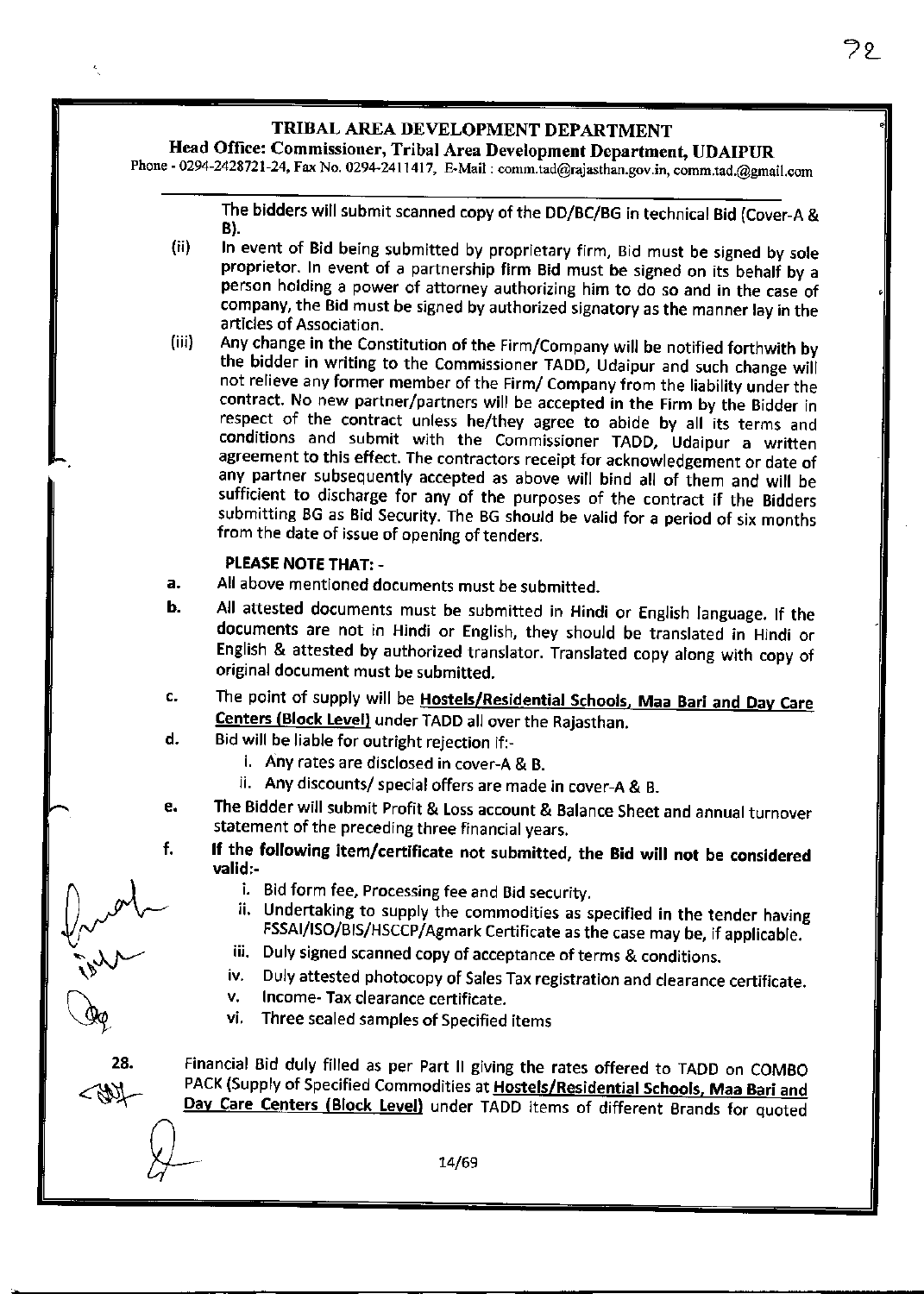# TRIBAL AREA DEVELOPMENT DEPARTMENT

**Head Office: Commissioner, Tribal Area Development Department, UDAIPUR**

Phone - 0294-2428721-24, Fax No. 0294-2411417, E-Mail : comm.tad@rajasthan.gov.in, comm.tad.@gmail.com

The bidders will submit scanned copy of the DD/BC/BG in technical Bid (Cover-A & B).

(ii) In event of Bid being submitted by proprietary firm, Bid must be signed by sole proprietor. In event of a partnership firm Bid must be signed on its behalf by a person holding a power of attorney authorizing him to do so and in the case of company, the Bid must be signed by authorized signatory as the manner lay in the articles of Association.

(iii) Any change in the Constitution of the Firm/Company will be notified forthwith by the bidder in writing to the Commissioner TADD, Udaipur and such change will not relieve any former member of the Firm/ Company from the liability under the contract. No new partner/partners will be accepted in the Firm by the Bidder in respect of the contract unless he/they agree to abide by all its terms and conditions and submit with the Commissioner TADD, Udaipur a written agreement to this effect. The contractors receipt for acknowledgement or date of any partner subsequently accepted as above will bind all of them and will be sufficient to discharge for any of the purposes of the contract if the Bidders submitting BG as Bid Security. The BG should be valid for a period of six months from the date of issue of opening of tenders.

**PLEASE NOTE THAT: -**

a. All above mentioned documents must be submitted.

b. All attested documents must be submitted in Hindi or English language. If the documents are not in Hindi or English, they should be translated in Hindi or English & attested by authorized translator. Translated copy along with copy of original document must be submitted.

c. The point of supply will be **Hostels/Residential Schools, Maa Bari and Day Care Centers (Block Level)** under TADD all over the Rajasthan.

d. Bid will be liable for outright rejection if:-
   i. Any rates are disclosed in cover-A & B.
   ii. Any discounts/ special offers are made in cover-A & B.

e. The Bidder will submit Profit & Loss account & Balance Sheet and annual turnover statement of the preceding three financial years.

f. **If the following item/certificate not submitted, the Bid will not be considered valid:-**
   i. Bid form fee, Processing fee and Bid security.
   ii. Undertaking to supply the commodities as specified in the tender having FSSAI/ISO/BIS/HSCCP/Agmark Certificate as the case may be, if applicable.
   iii. Duly signed scanned copy of acceptance of terms & conditions.
   iv. Duly attested photocopy of Sales Tax registration and clearance certificate.
   v. Income- Tax clearance certificate.
   vi. Three sealed samples of Specified items

28. Financial Bid duly filled as per Part II giving the rates offered to TADD on COMBO PACK (Supply of Specified Commodities at **Hostels/Residential Schools, Maa Bari and Day Care Centers (Block Level)** under TADD items of different Brands for quoted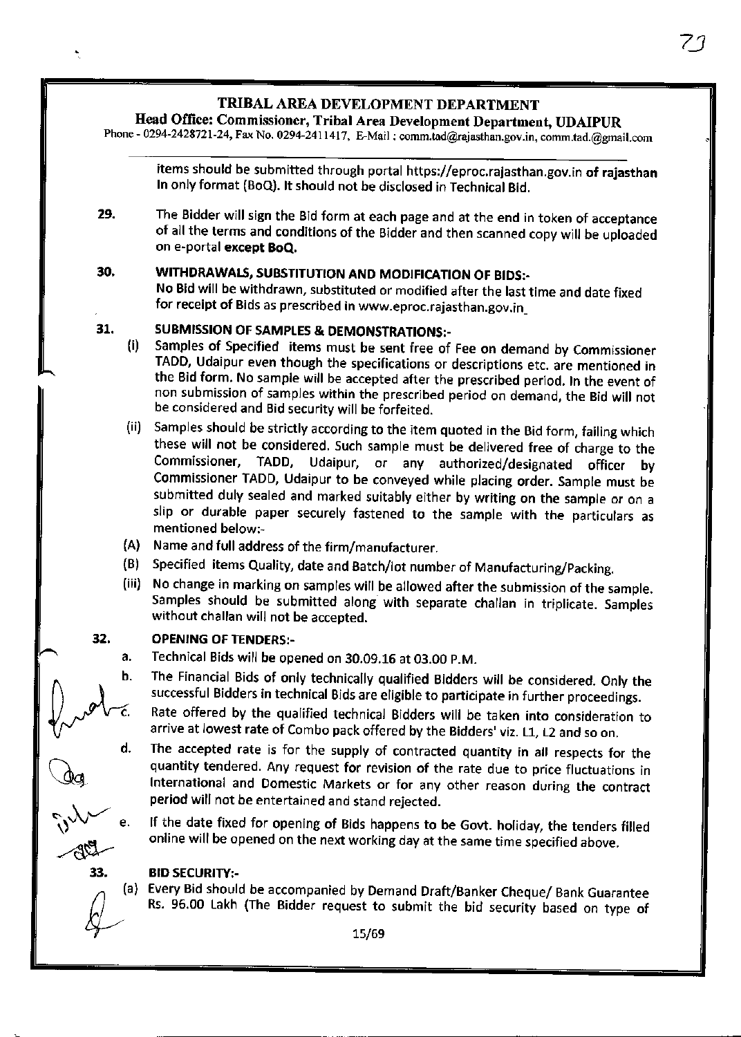items should be submitted through portal https://eproc.rajasthan.gov.in **of rajasthan** in only format (BoQ). It should not be disclosed in Technical Bid.

**29.** The Bidder will sign the Bid form at each page and at the end in token of acceptance of all the terms and conditions of the Bidder and then scanned copy will be uploaded on e-portal **except BoQ.**

**30. WITHDRAWALS, SUBSTITUTION AND MODIFICATION OF BIDS:-**

No Bid will be withdrawn, substituted or modified after the last time and date fixed for receipt of Bids as prescribed in www.eproc.rajasthan.gov.in

**31. SUBMISSION OF SAMPLES & DEMONSTRATIONS:-**

(i) Samples of Specified items must be sent free of Fee on demand by Commissioner TADD, Udaipur even though the specifications or descriptions etc. are mentioned in the Bid form. No sample will be accepted after the prescribed period. In the event of non submission of samples within the prescribed period on demand, the Bid will not be considered and Bid security will be forfeited.

(ii) Samples should be strictly according to the item quoted in the Bid form, failing which these will not be considered. Such sample must be delivered free of charge to the Commissioner, TADD, Udaipur, or any authorized/designated officer by Commissioner TADD, Udaipur to be conveyed while placing order. Sample must be submitted duly sealed and marked suitably either by writing on the sample or on a slip or durable paper securely fastened to the sample with the particulars as mentioned below:-

(A) Name and full address of the firm/manufacturer.

(B) Specified items Quality, date and Batch/lot number of Manufacturing/Packing.

(iii) No change in marking on samples will be allowed after the submission of the sample. Samples should be submitted along with separate challan in triplicate. Samples without challan will not be accepted.

**32. OPENING OF TENDERS:-**

a. Technical Bids will be opened on 30.09.16 at 03.00 P.M.

b. The Financial Bids of only technically qualified Bidders will be considered. Only the successful Bidders in technical Bids are eligible to participate in further proceedings.

c. Rate offered by the qualified technical Bidders will be taken into consideration to arrive at lowest rate of Combo pack offered by the Bidders' viz. L1, L2 and so on.

d. The accepted rate is for the supply of contracted quantity in all respects for the quantity tendered. Any request for revision of the rate due to price fluctuations in International and Domestic Markets or for any other reason during the contract period will not be entertained and stand rejected.

e. If the date fixed for opening of Bids happens to be Govt. holiday, the tenders filled online will be opened on the next working day at the same time specified above.

**33. BID SECURITY:-**

(a) Every Bid should be accompanied by Demand Draft/Banker Cheque/ Bank Guarantee Rs. 96.00 Lakh (The Bidder request to submit the bid security based on type of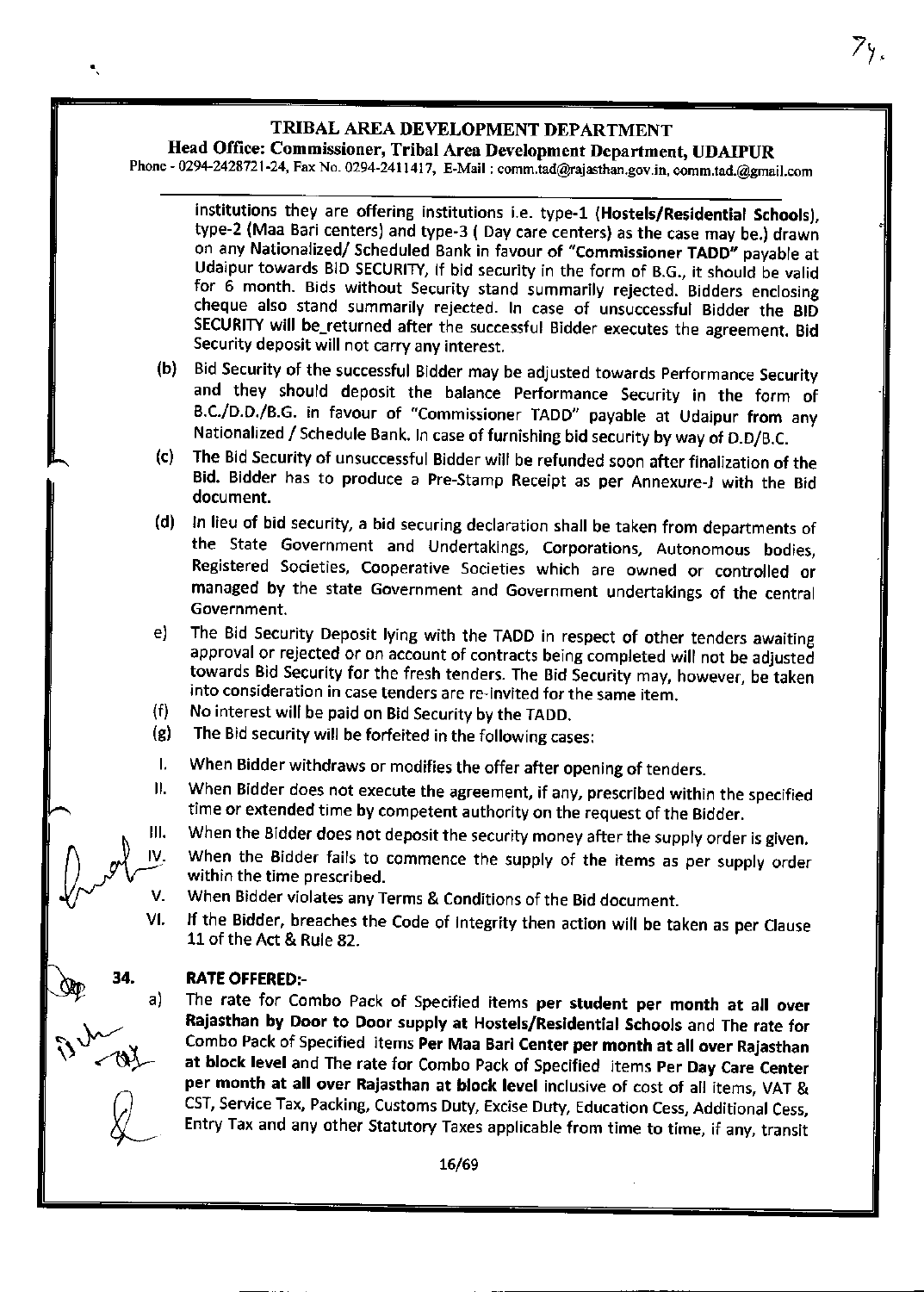institutions they are offering institutions i.e. type-1 (**Hostels/Residential Schools**), type-2 (Maa Bari centers) and type-3 ( Day care centers) as the case may be.) drawn on any **Nationalized/** Scheduled Bank in favour of **"Commissioner TADD"** payable at Udaipur towards BID SECURITY, If bid security in the form of B.G., it should be valid for 6 month. Bids without Security stand summarily rejected. Bidders enclosing cheque also stand summarily rejected. In case of unsuccessful Bidder the BID SECURITY will be returned after the successful Bidder executes the agreement. Bid Security deposit will not carry any interest.

(b) Bid Security of the successful Bidder may be adjusted towards Performance Security and they should deposit the balance Performance Security in the form of B.C./D.D./B.G. in favour of "Commissioner TADD" payable at Udaipur from any Nationalized / Schedule Bank. In case of furnishing bid security by way of D.D/B.C.

(c) The Bid Security of unsuccessful Bidder will be refunded soon after finalization of the Bid. Bidder has to produce a Pre-Stamp Receipt as per Annexure-J with the Bid document.

(d) In lieu of bid security, a bid securing declaration shall be taken from departments of the State Government and Undertakings, Corporations, Autonomous bodies, Registered Societies, Cooperative Societies which are owned or controlled or managed by the state Government and Government undertakings of the central Government.

e) The Bid Security Deposit lying with the TADD in respect of other tenders awaiting approval or rejected or on account of contracts being completed will not be adjusted towards Bid Security for the fresh tenders. The Bid Security may, however, be taken into consideration in case tenders are re-invited for the same item.

(f) No interest will be paid on Bid Security by the TADD.

(g) The Bid security will be forfeited in the following cases:

I. When Bidder withdraws or modifies the offer after opening of tenders.

II. When Bidder does not execute the agreement, if any, prescribed within the specified time or extended time by competent authority on the request of the Bidder.

III. When the Bidder does not deposit the security money after the supply order is given.

IV. When the Bidder fails to commence the supply of the items as per supply order within the time prescribed.

V. When Bidder violates any Terms & Conditions of the Bid document.

VI. If the Bidder, breaches the Code of Integrity then action will be taken as per Clause 11 of the Act & Rule 82.

## 34. RATE OFFERED:-

a) The rate for Combo Pack of Specified items **per student per month at all over Rajasthan by Door to Door supply at Hostels/Residential Schools** and The rate for Combo Pack of Specified items **Per Maa Bari Center per month at all over Rajasthan at block level** and The rate for Combo Pack of Specified items **Per Day Care Center per month at all over Rajasthan at block level** inclusive of cost of all items, VAT & CST, Service Tax, Packing, Customs Duty, Excise Duty, Education Cess, Additional Cess, Entry Tax and any other Statutory Taxes applicable from time to time, if any, transit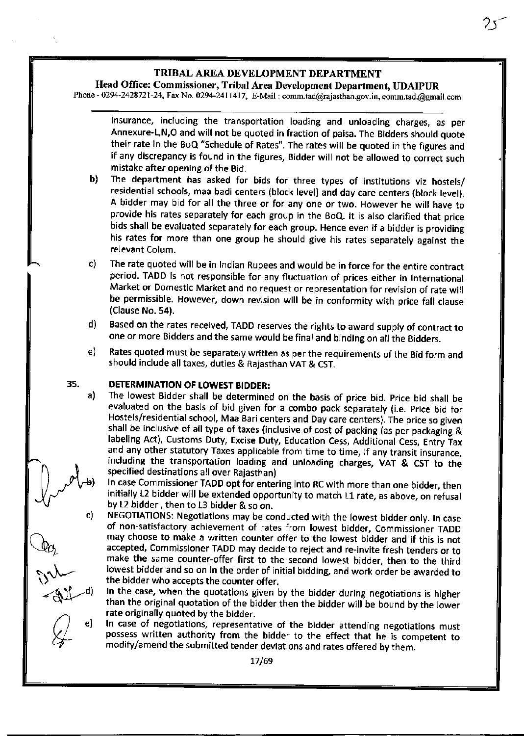insurance, including the transportation loading and unloading charges, as per Annexure-L,N,O and will not be quoted in fraction of paisa. The Bidders should quote their rate in the BoQ "Schedule of Rates". The rates will be quoted in the figures and if any discrepancy is found in the figures, Bidder will not be allowed to correct such mistake after opening of the Bid.

b) The department has asked for bids for three types of institutions viz hostels/ residential schools, maa badi centers (block level) and day care centers (block level). A bidder may bid for all the three or for any one or two. However he will have to provide his rates separately for each group in the BoQ. It is also clarified that price bids shall be evaluated separately for each group. Hence even if a bidder is providing his rates for more than one group he should give his rates separately against the relevant Colum.

c) The rate quoted will be in Indian Rupees and would be in force for the entire contract period. TADD is not responsible for any fluctuation of prices either in International Market or Domestic Market and no request or representation for revision of rate will be permissible. However, down revision will be in conformity with price fall clause (Clause No. 54).

d) Based on the rates received, TADD reserves the rights to award supply of contract to one or more Bidders and the same would be final and binding on all the Bidders.

e) Rates quoted must be separately written as per the requirements of the Bid form and should include all taxes, duties & Rajasthan VAT & CST.

## 35. DETERMINATION OF LOWEST BIDDER:

a) The lowest Bidder shall be determined on the basis of price bid. Price bid shall be evaluated on the basis of bid given for a combo pack separately (i.e. Price bid for Hostels/residential school, Maa Bari centers and Day care centers). The price so given shall be inclusive of all type of taxes (inclusive of cost of packing (as per packaging & labeling Act), Customs Duty, Excise Duty, Education Cess, Additional Cess, Entry Tax and any other statutory Taxes applicable from time to time, if any transit insurance, including the transportation loading and unloading charges, VAT & CST to the specified destinations all over Rajasthan)

b) In case Commissioner TADD opt for entering into RC with more than one bidder, then initially L2 bidder will be extended opportunity to match L1 rate, as above, on refusal by L2 bidder, then to L3 bidder & so on.

c) NEGOTIATIONS: Negotiations may be conducted with the lowest bidder only. In case of non-satisfactory achievement of rates from lowest bidder, Commissioner TADD may choose to make a written counter offer to the lowest bidder and if this is not accepted, Commissioner TADD may decide to reject and re-invite fresh tenders or to make the same counter-offer first to the second lowest bidder, then to the third lowest bidder and so on in the order of initial bidding, and work order be awarded to the bidder who accepts the counter offer.

d) In the case, when the quotations given by the bidder during negotiations is higher than the original quotation of the bidder then the bidder will be bound by the lower rate originally quoted by the bidder.

e) In case of negotiations, representative of the bidder attending negotiations must possess written authority from the bidder to the effect that he is competent to modify/amend the submitted tender deviations and rates offered by them.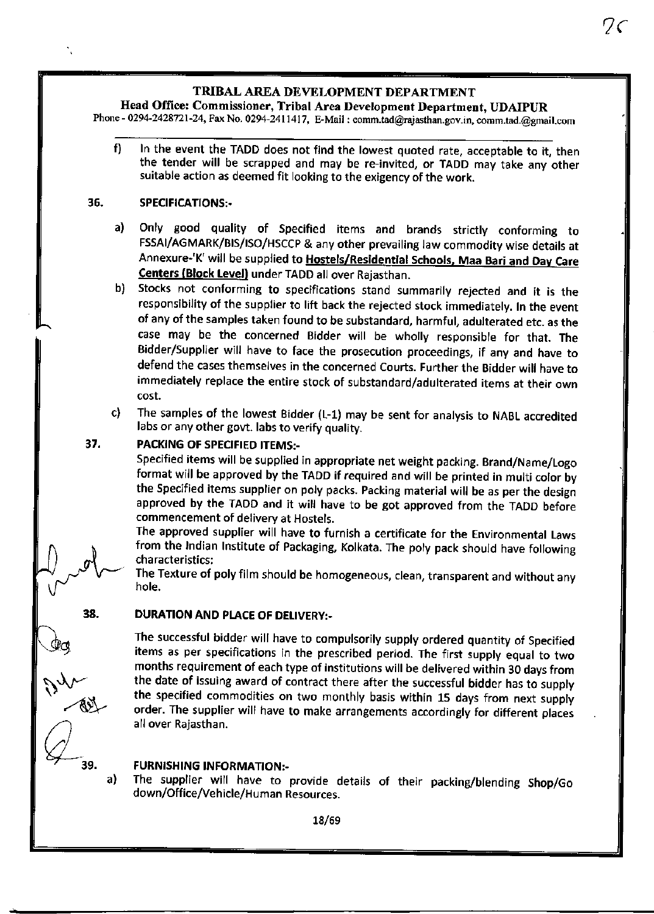**TRIBAL AREA DEVELOPMENT DEPARTMENT**

**Head Office: Commissioner, Tribal Area Development Department, UDAIPUR**

Phone - 0294-2428721-24, Fax No. 0294-2411417, E-Mail : comm.tad@rajasthan.gov.in, comm.tad.@gmail.com

f) In the event the TADD does not find the lowest quoted rate, acceptable to it, then the tender will be scrapped and may be re-invited, or TADD may take any other suitable action as deemed fit looking to the exigency of the work.

**36. SPECIFICATIONS:-**

a) Only good quality of Specified items and brands strictly conforming to FSSAI/AGMARK/BIS/ISO/HSCCP & any other prevailing law commodity wise details at Annexure-'K' will be supplied to **Hostels/Residential Schools, Maa Bari and Day Care Centers (Block Level)** under TADD all over Rajasthan.

b) Stocks not conforming to specifications stand summarily rejected and it is the responsibility of the supplier to lift back the rejected stock immediately. In the event of any of the samples taken found to be substandard, harmful, adulterated etc. as the case may be the concerned Bidder will be wholly responsible for that. The Bidder/Supplier will have to face the prosecution proceedings, if any and have to defend the cases themselves in the concerned Courts. Further the Bidder will have to immediately replace the entire stock of substandard/adulterated items at their own cost.

c) The samples of the lowest Bidder (L-1) may be sent for analysis to NABL accredited labs or any other govt. labs to verify quality.

**37. PACKING OF SPECIFIED ITEMS:-**

Specified items will be supplied in appropriate net weight packing. Brand/Name/Logo format will be approved by the TADD if required and will be printed in multi color by the Specified items supplier on poly packs. Packing material will be as per the design approved by the TADD and it will have to be got approved from the TADD before commencement of delivery at Hostels.

The approved supplier will have to furnish a certificate for the Environmental Laws from the Indian Institute of Packaging, Kolkata. The poly pack should have following characteristics:

The Texture of poly film should be homogeneous, clean, transparent and without any hole.

**38. DURATION AND PLACE OF DELIVERY:-**

The successful bidder will have to compulsorily supply ordered quantity of Specified items as per specifications in the prescribed period. The first supply equal to two months requirement of each type of institutions will be delivered within 30 days from the date of issuing award of contract there after the successful bidder has to supply the specified commodities on two monthly basis within 15 days from next supply order. The supplier will have to make arrangements accordingly for different places all over Rajasthan.

**39. FURNISHING INFORMATION:-**

a) The supplier will have to provide details of their packing/blending Shop/Go down/Office/Vehicle/Human Resources.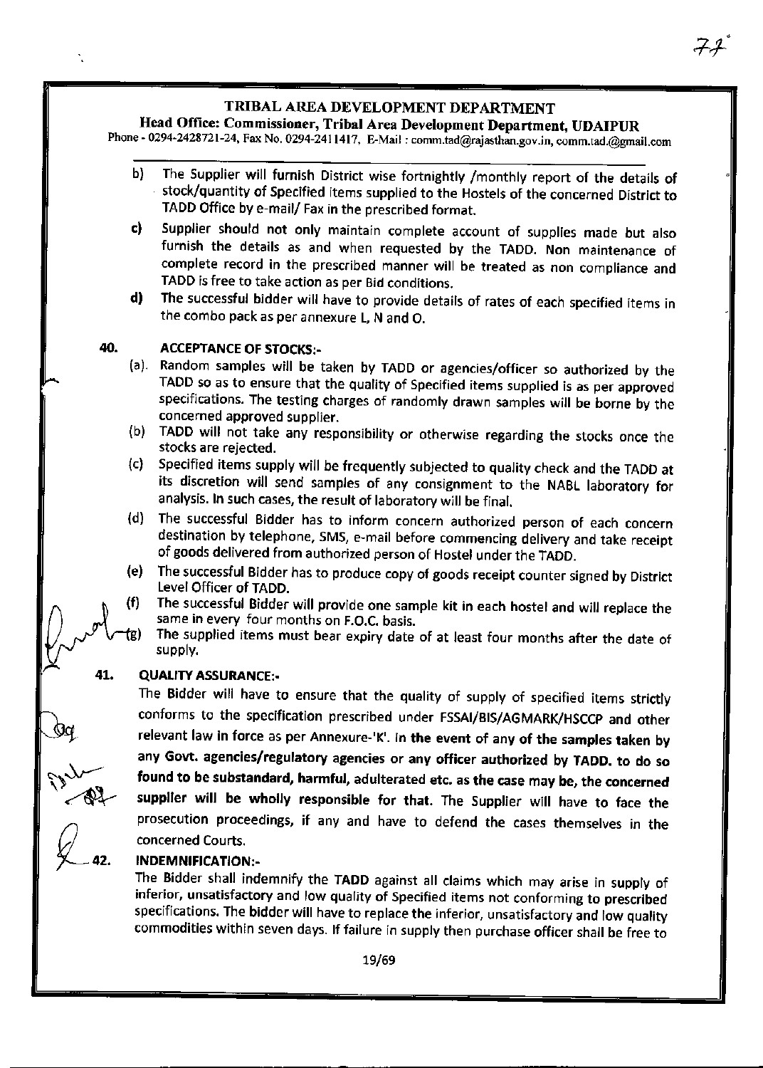b) The Supplier will furnish District wise fortnightly /monthly report of the details of stock/quantity of Specified items supplied to the Hostels of the concerned District to TADD Office by e-mail/ Fax in the prescribed format.

c) Supplier should not only maintain complete account of supplies made but also furnish the details as and when requested by the TADD. Non maintenance of complete record in the prescribed manner will be treated as non compliance and TADD is free to take action as per Bid conditions.

d) The successful bidder will have to provide details of rates of each specified items in the combo pack as per annexure L, N and O.

**40. ACCEPTANCE OF STOCKS:-**

(a). Random samples will be taken by TADD or agencies/officer so authorized by the TADD so as to ensure that the quality of Specified items supplied is as per approved specifications. The testing charges of randomly drawn samples will be borne by the concerned approved supplier.

(b) TADD will not take any responsibility or otherwise regarding the stocks once the stocks are rejected.

(c) Specified items supply will be frequently subjected to quality check and the TADD at its discretion will send samples of any consignment to the NABL laboratory for analysis. In such cases, the result of laboratory will be final.

(d) The successful Bidder has to inform concern authorized person of each concern destination by telephone, SMS, e-mail before commencing delivery and take receipt of goods delivered from authorized person of Hostel under the TADD.

(e) The successful Bidder has to produce copy of goods receipt counter signed by District Level Officer of TADD.

(f) The successful Bidder will provide one sample kit in each hostel and will replace the same in every four months on F.O.C. basis.

(g) The supplied items must bear expiry date of at least four months after the date of supply.

**41. QUALITY ASSURANCE:-**

The Bidder will have to ensure that the quality of supply of specified items strictly conforms to the specification prescribed under FSSAI/BIS/AGMARK/HSCCP and other relevant law in force as per Annexure-'K'. **In the event of any of the samples taken by any Govt. agencies/regulatory agencies or any officer authorized by TADD. to do so found to be substandard, harmful, adulterated etc. as the case may be, the concerned supplier will be wholly responsible for that.** The Supplier will have to face the prosecution proceedings, if any and have to defend the cases themselves in the concerned Courts.

**42. INDEMNIFICATION:-**

The Bidder shall indemnify the TADD against all claims which may arise in supply of inferior, unsatisfactory and low quality of Specified items not conforming to prescribed specifications. The bidder will have to replace the inferior, unsatisfactory and low quality commodities within seven days. If failure in supply then purchase officer shall be free to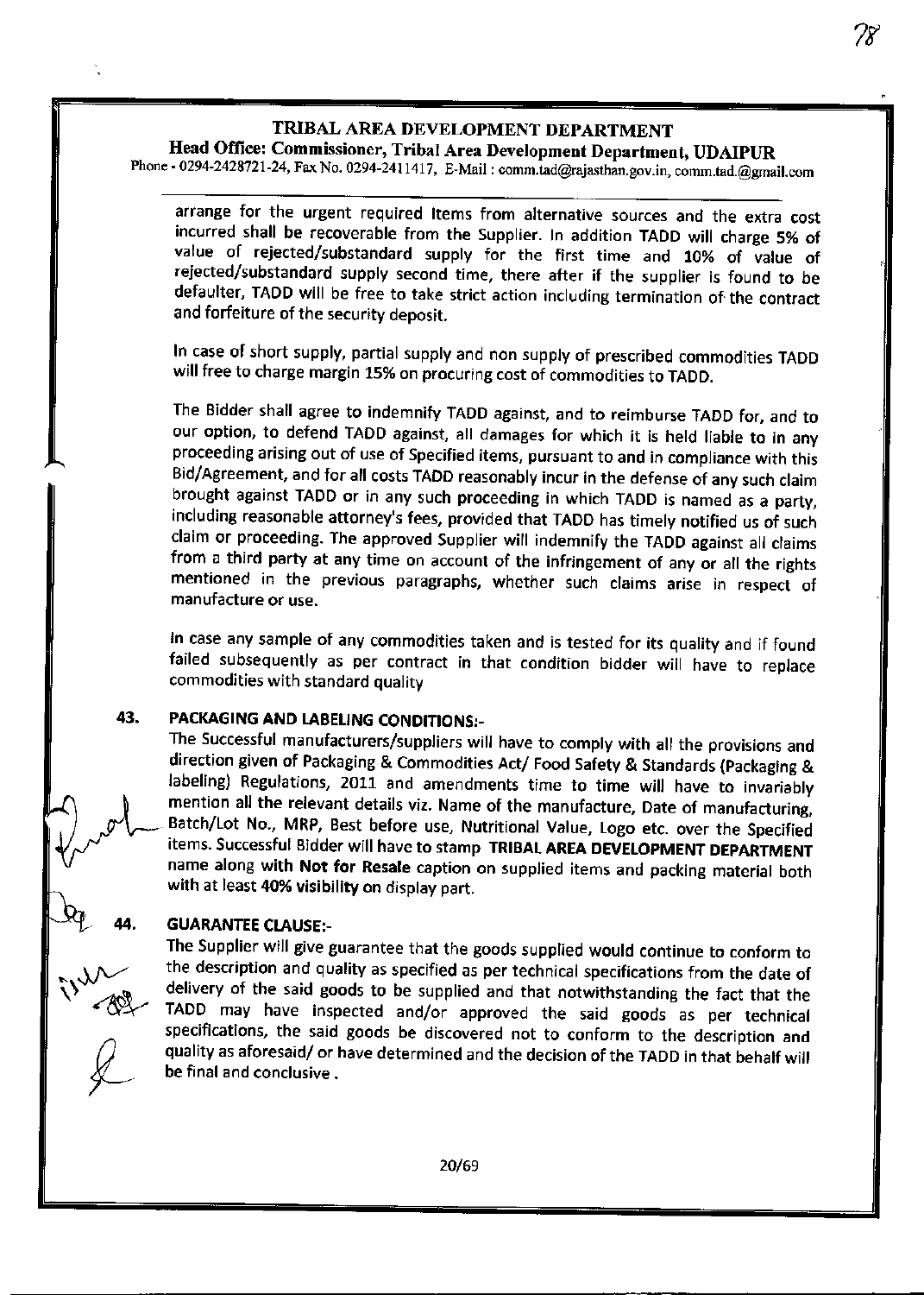arrange for the urgent required Items from alternative sources and the extra cost incurred shall be recoverable from the Supplier. In addition TADD will charge 5% of value of rejected/substandard supply for the first time and 10% of value of rejected/substandard supply second time, there after if the supplier is found to be defaulter, TADD will be free to take strict action including termination of the contract and forfeiture of the security deposit.

In case of short supply, partial supply and non supply of prescribed commodities TADD will free to charge margin 15% on procuring cost of commodities to TADD.

The Bidder shall agree to indemnify TADD against, and to reimburse TADD for, and to our option, to defend TADD against, all damages for which it is held liable to in any proceeding arising out of use of Specified items, pursuant to and in compliance with this Bid/Agreement, and for all costs TADD reasonably incur in the defense of any such claim brought against TADD or in any such proceeding in which TADD is named as a party, including reasonable attorney's fees, provided that TADD has timely notified us of such claim or proceeding. The approved Supplier will indemnify the TADD against all claims from a third party at any time on account of the infringement of any or all the rights mentioned in the previous paragraphs, whether such claims arise in respect of manufacture or use.

In case any sample of any commodities taken and is tested for its quality and if found failed subsequently as per contract in that condition bidder will have to replace commodities with standard quality

**43. PACKAGING AND LABELING CONDITIONS:-**

The Successful manufacturers/suppliers will have to comply with all the provisions and direction given of Packaging & Commodities Act/ Food Safety & Standards (Packaging & labeling) Regulations, 2011 and amendments time to time will have to invariably mention all the relevant details viz. Name of the manufacture, Date of manufacturing, Batch/Lot No., MRP, Best before use, Nutritional Value, Logo etc. over the Specified items. Successful Bidder will have to stamp **TRIBAL AREA DEVELOPMENT DEPARTMENT** name along with **Not for Resale** caption on supplied items and packing material both with at least **40% visibility** on display part.

**44. GUARANTEE CLAUSE:-**

The Supplier will give guarantee that the goods supplied would continue to conform to the description and quality as specified as per technical specifications from the date of delivery of the said goods to be supplied and that notwithstanding the fact that the TADD may have inspected and/or approved the said goods as per technical specifications, the said goods be discovered not to conform to the description and quality as aforesaid/ or have determined and the decision of the TADD in that behalf will be final and conclusive .